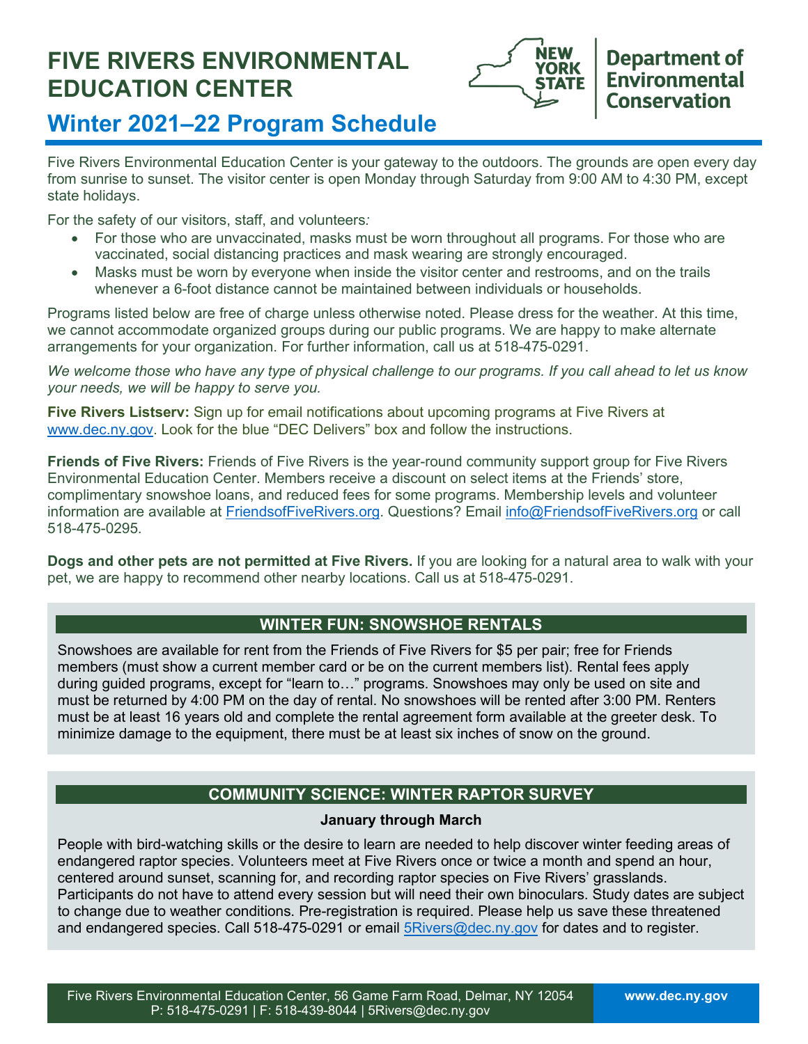# FIVE RIVERS ENVIRONMENTAL EDUCATION CENTER

NEW YORK STATE | Department of Environmental Conservation

## Winter 2021–22 Program Schedule

Five Rivers Environmental Education Center is your gateway to the outdoors. The grounds are open every day from sunrise to sunset. The visitor center is open Monday through Saturday from 9:00 AM to 4:30 PM, except state holidays.

For the safety of our visitors, staff, and volunteers*:*

- For those who are unvaccinated, masks must be worn throughout all programs. For those who are vaccinated, social distancing practices and mask wearing are strongly encouraged.
- Masks must be worn by everyone when inside the visitor center and restrooms, and on the trails whenever a 6-foot distance cannot be maintained between individuals or households.

Programs listed below are free of charge unless otherwise noted. Please dress for the weather. At this time, we cannot accommodate organized groups during our public programs. We are happy to make alternate arrangements for your organization. For further information, call us at 518-475-0291.

*We welcome those who have any type of physical challenge to our programs. If you call ahead to let us know your needs, we will be happy to serve you.*

**Five Rivers Listserv:** Sign up for email notifications about upcoming programs at Five Rivers at www.dec.ny.gov. Look for the blue "DEC Delivers" box and follow the instructions.

**Friends of Five Rivers:** Friends of Five Rivers is the year-round community support group for Five Rivers Environmental Education Center. Members receive a discount on select items at the Friends' store, complimentary snowshoe loans, and reduced fees for some programs. Membership levels and volunteer information are available at FriendsofFiveRivers.org. Questions? Email info@FriendsofFiveRivers.org or call 518-475-0295.

**Dogs and other pets are not permitted at Five Rivers.** If you are looking for a natural area to walk with your pet, we are happy to recommend other nearby locations. Call us at 518-475-0291.

### WINTER FUN: SNOWSHOE RENTALS

Snowshoes are available for rent from the Friends of Five Rivers for $5 per pair; free for Friends members (must show a current member card or be on the current members list). Rental fees apply during guided programs, except for "learn to…" programs. Snowshoes may only be used on site and must be returned by 4:00 PM on the day of rental. No snowshoes will be rented after 3:00 PM. Renters must be at least 16 years old and complete the rental agreement form available at the greeter desk. To minimize damage to the equipment, there must be at least six inches of snow on the ground.

### COMMUNITY SCIENCE: WINTER RAPTOR SURVEY

**January through March**

People with bird-watching skills or the desire to learn are needed to help discover winter feeding areas of endangered raptor species. Volunteers meet at Five Rivers once or twice a month and spend an hour, centered around sunset, scanning for, and recording raptor species on Five Rivers' grasslands. Participants do not have to attend every session but will need their own binoculars. Study dates are subject to change due to weather conditions. Pre-registration is required. Please help us save these threatened and endangered species. Call 518-475-0291 or email 5Rivers@dec.ny.gov for dates and to register.

Five Rivers Environmental Education Center, 56 Game Farm Road, Delmar, NY 12054
P: 518-475-0291 | F: 518-439-8044 | 5Rivers@dec.ny.gov
www.dec.ny.gov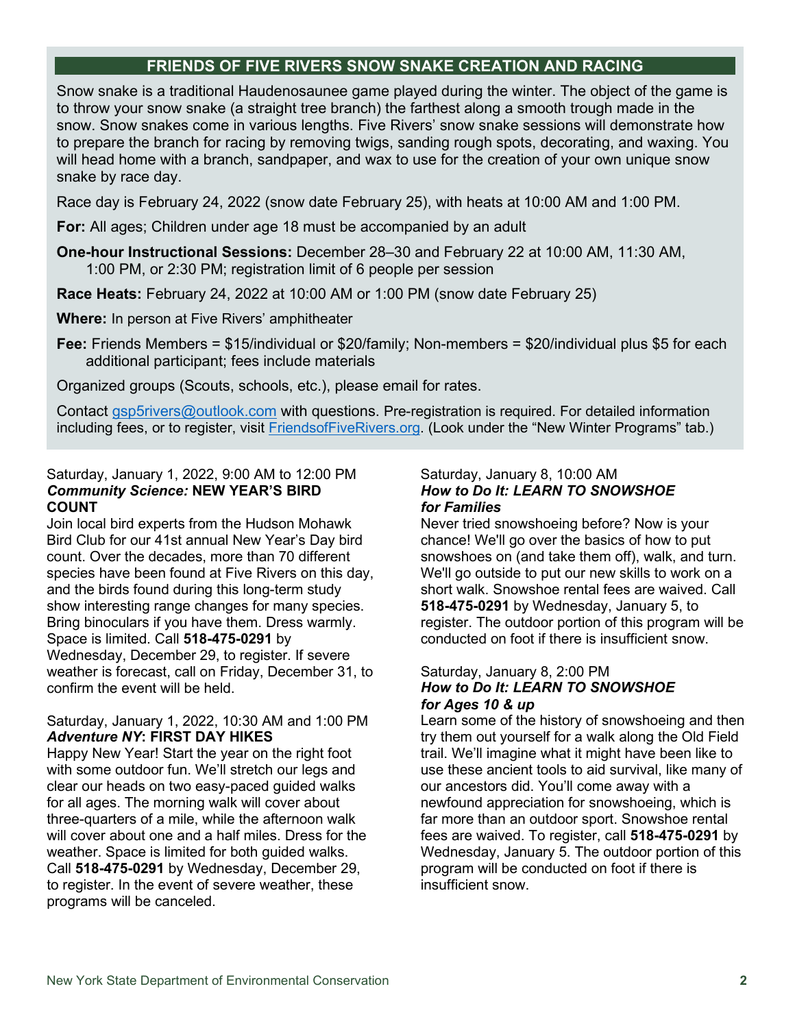## FRIENDS OF FIVE RIVERS SNOW SNAKE CREATION AND RACING

Snow snake is a traditional Haudenosaunee game played during the winter. The object of the game is to throw your snow snake (a straight tree branch) the farthest along a smooth trough made in the snow. Snow snakes come in various lengths. Five Rivers' snow snake sessions will demonstrate how to prepare the branch for racing by removing twigs, sanding rough spots, decorating, and waxing. You will head home with a branch, sandpaper, and wax to use for the creation of your own unique snow snake by race day.

Race day is February 24, 2022 (snow date February 25), with heats at 10:00 AM and 1:00 PM.

**For:** All ages; Children under age 18 must be accompanied by an adult

**One-hour Instructional Sessions:** December 28–30 and February 22 at 10:00 AM, 11:30 AM, 1:00 PM, or 2:30 PM; registration limit of 6 people per session

**Race Heats:** February 24, 2022 at 10:00 AM or 1:00 PM (snow date February 25)

**Where:** In person at Five Rivers' amphitheater

**Fee:** Friends Members = $15/individual or $20/family; Non-members = $20/individual plus $5 for each additional participant; fees include materials

Organized groups (Scouts, schools, etc.), please email for rates.

Contact gsp5rivers@outlook.com with questions. Pre-registration is required. For detailed information including fees, or to register, visit FriendsofFiveRivers.org. (Look under the "New Winter Programs" tab.)

Saturday, January 1, 2022, 9:00 AM to 12:00 PM
***Community Science:* NEW YEAR'S BIRD COUNT**

Join local bird experts from the Hudson Mohawk Bird Club for our 41st annual New Year's Day bird count. Over the decades, more than 70 different species have been found at Five Rivers on this day, and the birds found during this long-term study show interesting range changes for many species. Bring binoculars if you have them. Dress warmly. Space is limited. Call **518-475-0291** by Wednesday, December 29, to register. If severe weather is forecast, call on Friday, December 31, to confirm the event will be held.

Saturday, January 1, 2022, 10:30 AM and 1:00 PM
***Adventure NY*: FIRST DAY HIKES**

Happy New Year! Start the year on the right foot with some outdoor fun. We'll stretch our legs and clear our heads on two easy-paced guided walks for all ages. The morning walk will cover about three-quarters of a mile, while the afternoon walk will cover about one and a half miles. Dress for the weather. Space is limited for both guided walks. Call **518-475-0291** by Wednesday, December 29, to register. In the event of severe weather, these programs will be canceled.

Saturday, January 8, 10:00 AM
***How to Do It: LEARN TO SNOWSHOE for Families***

Never tried snowshoeing before? Now is your chance! We'll go over the basics of how to put snowshoes on (and take them off), walk, and turn. We'll go outside to put our new skills to work on a short walk. Snowshoe rental fees are waived. Call **518-475-0291** by Wednesday, January 5, to register. The outdoor portion of this program will be conducted on foot if there is insufficient snow.

Saturday, January 8, 2:00 PM
***How to Do It: LEARN TO SNOWSHOE for Ages 10 & up***

Learn some of the history of snowshoeing and then try them out yourself for a walk along the Old Field trail. We'll imagine what it might have been like to use these ancient tools to aid survival, like many of our ancestors did. You'll come away with a newfound appreciation for snowshoeing, which is far more than an outdoor sport. Snowshoe rental fees are waived. To register, call **518-475-0291** by Wednesday, January 5. The outdoor portion of this program will be conducted on foot if there is insufficient snow.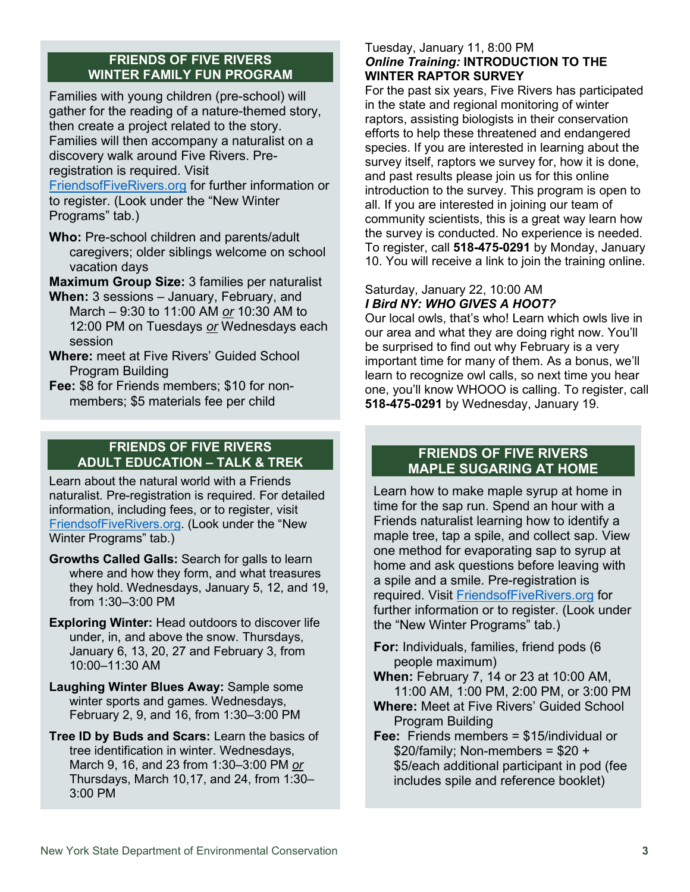## FRIENDS OF FIVE RIVERS WINTER FAMILY FUN PROGRAM

Families with young children (pre-school) will gather for the reading of a nature-themed story, then create a project related to the story. Families will then accompany a naturalist on a discovery walk around Five Rivers. Pre-registration is required. Visit FriendsofFiveRivers.org for further information or to register. (Look under the "New Winter Programs" tab.)

**Who:** Pre-school children and parents/adult caregivers; older siblings welcome on school vacation days

**Maximum Group Size:** 3 families per naturalist

**When:** 3 sessions – January, February, and March – 9:30 to 11:00 AM *or* 10:30 AM to 12:00 PM on Tuesdays *or* Wednesdays each session

**Where:** meet at Five Rivers' Guided School Program Building

**Fee:** $8 for Friends members; $10 for non-members; $5 materials fee per child

## FRIENDS OF FIVE RIVERS ADULT EDUCATION – TALK & TREK

Learn about the natural world with a Friends naturalist. Pre-registration is required. For detailed information, including fees, or to register, visit FriendsofFiveRivers.org. (Look under the "New Winter Programs" tab.)

**Growths Called Galls:** Search for galls to learn where and how they form, and what treasures they hold. Wednesdays, January 5, 12, and 19, from 1:30–3:00 PM

**Exploring Winter:** Head outdoors to discover life under, in, and above the snow. Thursdays, January 6, 13, 20, 27 and February 3, from 10:00–11:30 AM

**Laughing Winter Blues Away:** Sample some winter sports and games. Wednesdays, February 2, 9, and 16, from 1:30–3:00 PM

**Tree ID by Buds and Scars:** Learn the basics of tree identification in winter. Wednesdays, March 9, 16, and 23 from 1:30–3:00 PM *or* Thursdays, March 10,17, and 24, from 1:30–3:00 PM

Tuesday, January 11, 8:00 PM
***Online Training:* INTRODUCTION TO THE WINTER RAPTOR SURVEY**

For the past six years, Five Rivers has participated in the state and regional monitoring of winter raptors, assisting biologists in their conservation efforts to help these threatened and endangered species. If you are interested in learning about the survey itself, raptors we survey for, how it is done, and past results please join us for this online introduction to the survey. This program is open to all. If you are interested in joining our team of community scientists, this is a great way learn how the survey is conducted. No experience is needed. To register, call **518-475-0291** by Monday, January 10. You will receive a link to join the training online.

Saturday, January 22, 10:00 AM
***I Bird NY: WHO GIVES A HOOT?***

Our local owls, that's who! Learn which owls live in our area and what they are doing right now. You'll be surprised to find out why February is a very important time for many of them. As a bonus, we'll learn to recognize owl calls, so next time you hear one, you'll know WHOOO is calling. To register, call **518-475-0291** by Wednesday, January 19.

## FRIENDS OF FIVE RIVERS MAPLE SUGARING AT HOME

Learn how to make maple syrup at home in time for the sap run. Spend an hour with a Friends naturalist learning how to identify a maple tree, tap a spile, and collect sap. View one method for evaporating sap to syrup at home and ask questions before leaving with a spile and a smile. Pre-registration is required. Visit FriendsofFiveRivers.org for further information or to register. (Look under the "New Winter Programs" tab.)

**For:** Individuals, families, friend pods (6 people maximum)

**When:** February 7, 14 or 23 at 10:00 AM, 11:00 AM, 1:00 PM, 2:00 PM, or 3:00 PM

**Where:** Meet at Five Rivers' Guided School Program Building

**Fee:** Friends members = $15/individual or $20/family; Non-members = $20 + $5/each additional participant in pod (fee includes spile and reference booklet)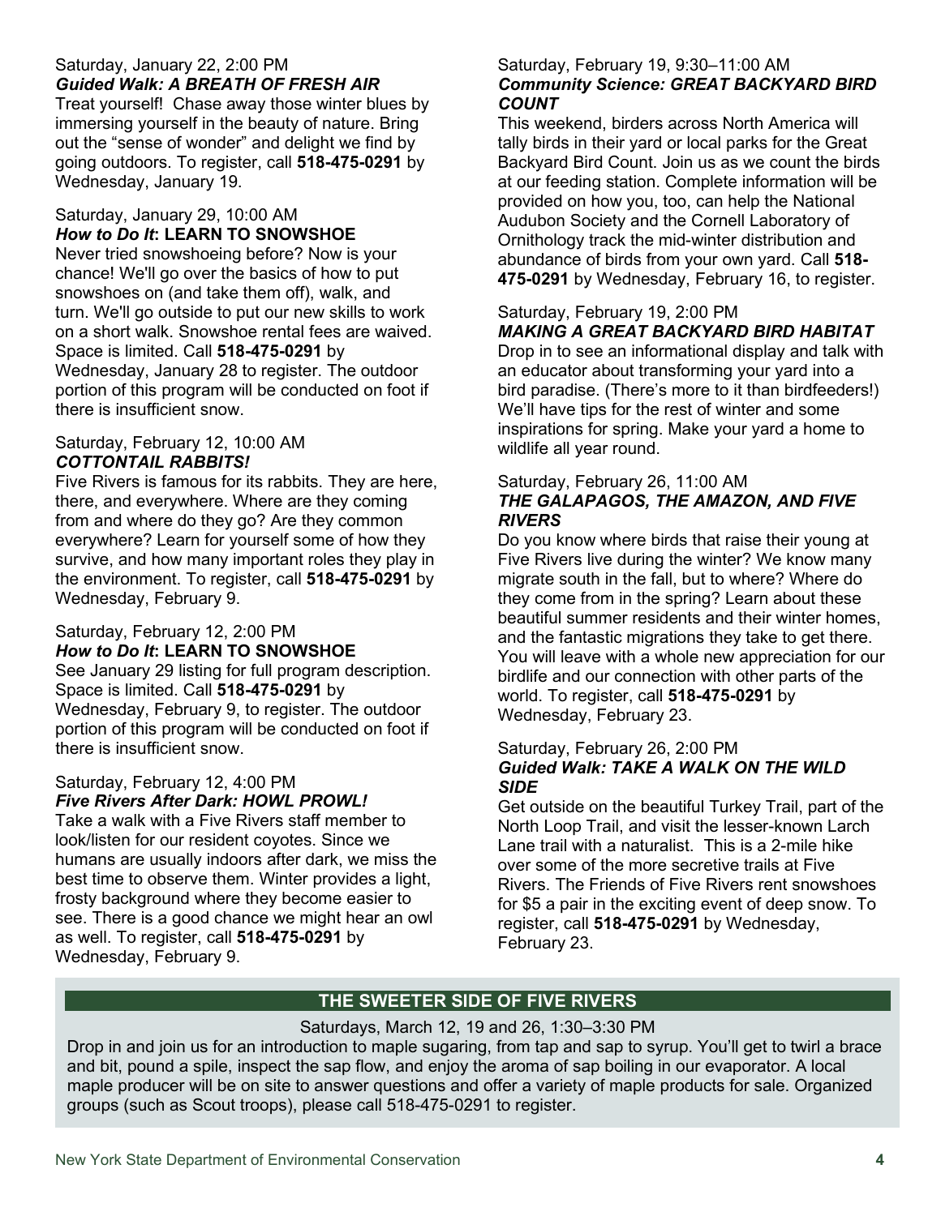Saturday, January 22, 2:00 PM
***Guided Walk: A BREATH OF FRESH AIR***

Treat yourself! Chase away those winter blues by immersing yourself in the beauty of nature. Bring out the "sense of wonder" and delight we find by going outdoors. To register, call **518-475-0291** by Wednesday, January 19.

Saturday, January 29, 10:00 AM
***How to Do It*: LEARN TO SNOWSHOE**

Never tried snowshoeing before? Now is your chance! We'll go over the basics of how to put snowshoes on (and take them off), walk, and turn. We'll go outside to put our new skills to work on a short walk. Snowshoe rental fees are waived. Space is limited. Call **518-475-0291** by Wednesday, January 28 to register. The outdoor portion of this program will be conducted on foot if there is insufficient snow.

Saturday, February 12, 10:00 AM
***COTTONTAIL RABBITS!***

Five Rivers is famous for its rabbits. They are here, there, and everywhere. Where are they coming from and where do they go? Are they common everywhere? Learn for yourself some of how they survive, and how many important roles they play in the environment. To register, call **518-475-0291** by Wednesday, February 9.

Saturday, February 12, 2:00 PM
***How to Do It*: LEARN TO SNOWSHOE**

See January 29 listing for full program description. Space is limited. Call **518-475-0291** by Wednesday, February 9, to register. The outdoor portion of this program will be conducted on foot if there is insufficient snow.

Saturday, February 12, 4:00 PM
***Five Rivers After Dark: HOWL PROWL!***

Take a walk with a Five Rivers staff member to look/listen for our resident coyotes. Since we humans are usually indoors after dark, we miss the best time to observe them. Winter provides a light, frosty background where they become easier to see. There is a good chance we might hear an owl as well. To register, call **518-475-0291** by Wednesday, February 9.

Saturday, February 19, 9:30–11:00 AM
***Community Science: GREAT BACKYARD BIRD COUNT***

This weekend, birders across North America will tally birds in their yard or local parks for the Great Backyard Bird Count. Join us as we count the birds at our feeding station. Complete information will be provided on how you, too, can help the National Audubon Society and the Cornell Laboratory of Ornithology track the mid-winter distribution and abundance of birds from your own yard. Call **518-475-0291** by Wednesday, February 16, to register.

Saturday, February 19, 2:00 PM
***MAKING A GREAT BACKYARD BIRD HABITAT***

Drop in to see an informational display and talk with an educator about transforming your yard into a bird paradise. (There's more to it than birdfeeders!) We'll have tips for the rest of winter and some inspirations for spring. Make your yard a home to wildlife all year round.

Saturday, February 26, 11:00 AM
***THE GALAPAGOS, THE AMAZON, AND FIVE RIVERS***

Do you know where birds that raise their young at Five Rivers live during the winter? We know many migrate south in the fall, but to where? Where do they come from in the spring? Learn about these beautiful summer residents and their winter homes, and the fantastic migrations they take to get there. You will leave with a whole new appreciation for our birdlife and our connection with other parts of the world. To register, call **518-475-0291** by Wednesday, February 23.

Saturday, February 26, 2:00 PM
***Guided Walk: TAKE A WALK ON THE WILD SIDE***

Get outside on the beautiful Turkey Trail, part of the North Loop Trail, and visit the lesser-known Larch Lane trail with a naturalist. This is a 2-mile hike over some of the more secretive trails at Five Rivers. The Friends of Five Rivers rent snowshoes for $5 a pair in the exciting event of deep snow. To register, call **518-475-0291** by Wednesday, February 23.

## THE SWEETER SIDE OF FIVE RIVERS

Saturdays, March 12, 19 and 26, 1:30–3:30 PM

Drop in and join us for an introduction to maple sugaring, from tap and sap to syrup. You'll get to twirl a brace and bit, pound a spile, inspect the sap flow, and enjoy the aroma of sap boiling in our evaporator. A local maple producer will be on site to answer questions and offer a variety of maple products for sale. Organized groups (such as Scout troops), please call 518-475-0291 to register.